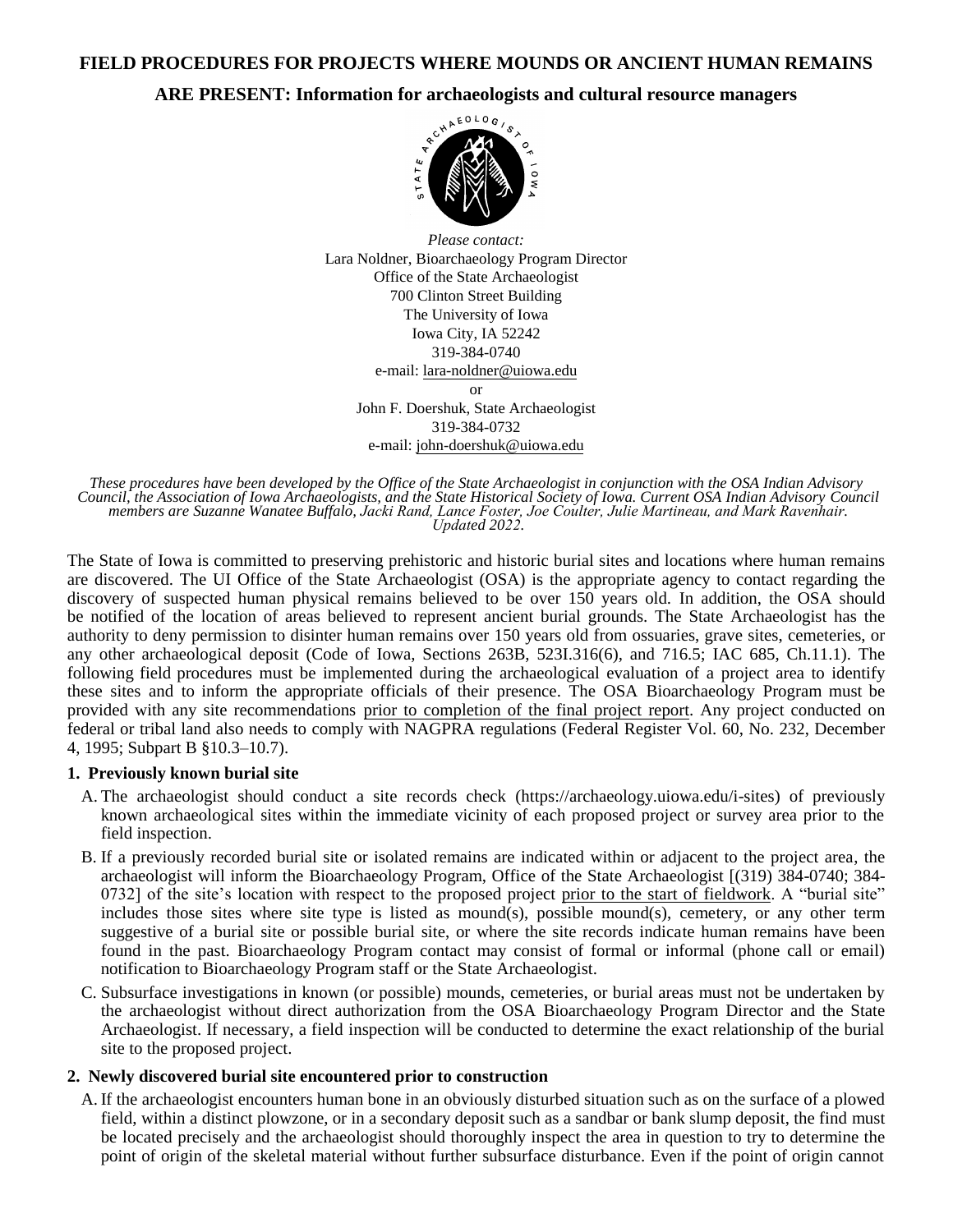# FIELD PROCEDURES FOR PROJECTS WHERE MOUNDS OR ANCIENT HUMAN REMAINS ARE PRESENT: Information for archaeologists and cultural resource managers

*Please contact:*
Lara Noldner, Bioarchaeology Program Director
Office of the State Archaeologist
700 Clinton Street Building
The University of Iowa
Iowa City, IA 52242
319-384-0740
e-mail: lara-noldner@uiowa.edu
or
John F. Doershuk, State Archaeologist
319-384-0732
e-mail: john-doershuk@uiowa.edu

*These procedures have been developed by the Office of the State Archaeologist in conjunction with the OSA Indian Advisory Council, the Association of Iowa Archaeologists, and the State Historical Society of Iowa. Current OSA Indian Advisory Council members are Suzanne Wanatee Buffalo, Jacki Rand, Lance Foster, Joe Coulter, Julie Martineau, and Mark Ravenhair. Updated 2022.*

The State of Iowa is committed to preserving prehistoric and historic burial sites and locations where human remains are discovered. The UI Office of the State Archaeologist (OSA) is the appropriate agency to contact regarding the discovery of suspected human physical remains believed to be over 150 years old. In addition, the OSA should be notified of the location of areas believed to represent ancient burial grounds. The State Archaeologist has the authority to deny permission to disinter human remains over 150 years old from ossuaries, grave sites, cemeteries, or any other archaeological deposit (Code of Iowa, Sections 263B, 523I.316(6), and 716.5; IAC 685, Ch.11.1). The following field procedures must be implemented during the archaeological evaluation of a project area to identify these sites and to inform the appropriate officials of their presence. The OSA Bioarchaeology Program must be provided with any site recommendations prior to completion of the final project report. Any project conducted on federal or tribal land also needs to comply with NAGPRA regulations (Federal Register Vol. 60, No. 232, December 4, 1995; Subpart B §10.3–10.7).

### 1. Previously known burial site

A. The archaeologist should conduct a site records check (https://archaeology.uiowa.edu/i-sites) of previously known archaeological sites within the immediate vicinity of each proposed project or survey area prior to the field inspection.

B. If a previously recorded burial site or isolated remains are indicated within or adjacent to the project area, the archaeologist will inform the Bioarchaeology Program, Office of the State Archaeologist [(319) 384-0740; 384-0732] of the site's location with respect to the proposed project prior to the start of fieldwork. A "burial site" includes those sites where site type is listed as mound(s), possible mound(s), cemetery, or any other term suggestive of a burial site or possible burial site, or where the site records indicate human remains have been found in the past. Bioarchaeology Program contact may consist of formal or informal (phone call or email) notification to Bioarchaeology Program staff or the State Archaeologist.

C. Subsurface investigations in known (or possible) mounds, cemeteries, or burial areas must not be undertaken by the archaeologist without direct authorization from the OSA Bioarchaeology Program Director and the State Archaeologist. If necessary, a field inspection will be conducted to determine the exact relationship of the burial site to the proposed project.

### 2. Newly discovered burial site encountered prior to construction

A. If the archaeologist encounters human bone in an obviously disturbed situation such as on the surface of a plowed field, within a distinct plowzone, or in a secondary deposit such as a sandbar or bank slump deposit, the find must be located precisely and the archaeologist should thoroughly inspect the area in question to try to determine the point of origin of the skeletal material without further subsurface disturbance. Even if the point of origin cannot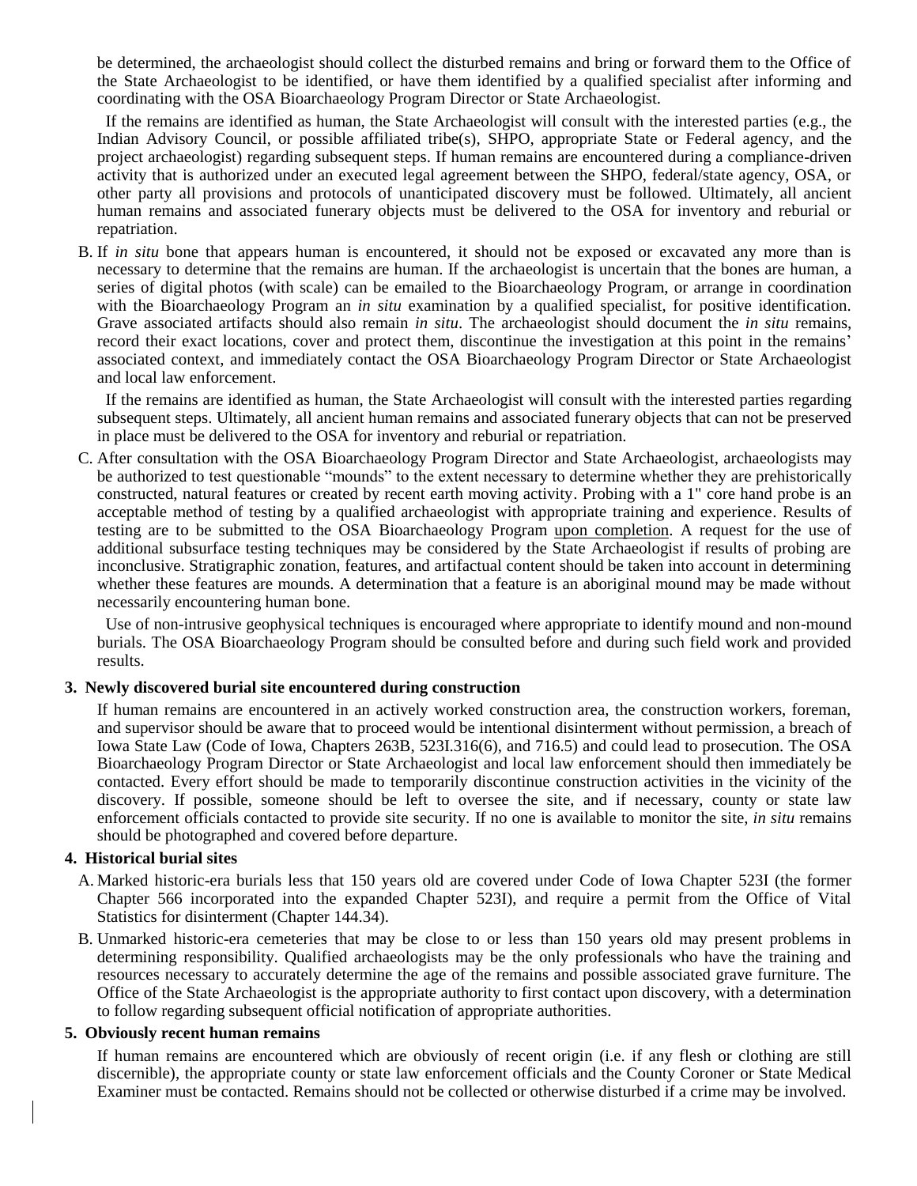be determined, the archaeologist should collect the disturbed remains and bring or forward them to the Office of the State Archaeologist to be identified, or have them identified by a qualified specialist after informing and coordinating with the OSA Bioarchaeology Program Director or State Archaeologist.

If the remains are identified as human, the State Archaeologist will consult with the interested parties (e.g., the Indian Advisory Council, or possible affiliated tribe(s), SHPO, appropriate State or Federal agency, and the project archaeologist) regarding subsequent steps. If human remains are encountered during a compliance-driven activity that is authorized under an executed legal agreement between the SHPO, federal/state agency, OSA, or other party all provisions and protocols of unanticipated discovery must be followed. Ultimately, all ancient human remains and associated funerary objects must be delivered to the OSA for inventory and reburial or repatriation.

B. If *in situ* bone that appears human is encountered, it should not be exposed or excavated any more than is necessary to determine that the remains are human. If the archaeologist is uncertain that the bones are human, a series of digital photos (with scale) can be emailed to the Bioarchaeology Program, or arrange in coordination with the Bioarchaeology Program an *in situ* examination by a qualified specialist, for positive identification. Grave associated artifacts should also remain *in situ*. The archaeologist should document the *in situ* remains, record their exact locations, cover and protect them, discontinue the investigation at this point in the remains' associated context, and immediately contact the OSA Bioarchaeology Program Director or State Archaeologist and local law enforcement.

If the remains are identified as human, the State Archaeologist will consult with the interested parties regarding subsequent steps. Ultimately, all ancient human remains and associated funerary objects that can not be preserved in place must be delivered to the OSA for inventory and reburial or repatriation.

C. After consultation with the OSA Bioarchaeology Program Director and State Archaeologist, archaeologists may be authorized to test questionable "mounds" to the extent necessary to determine whether they are prehistorically constructed, natural features or created by recent earth moving activity. Probing with a 1" core hand probe is an acceptable method of testing by a qualified archaeologist with appropriate training and experience. Results of testing are to be submitted to the OSA Bioarchaeology Program upon completion. A request for the use of additional subsurface testing techniques may be considered by the State Archaeologist if results of probing are inconclusive. Stratigraphic zonation, features, and artifactual content should be taken into account in determining whether these features are mounds. A determination that a feature is an aboriginal mound may be made without necessarily encountering human bone.

Use of non-intrusive geophysical techniques is encouraged where appropriate to identify mound and non-mound burials. The OSA Bioarchaeology Program should be consulted before and during such field work and provided results.

**3. Newly discovered burial site encountered during construction**

If human remains are encountered in an actively worked construction area, the construction workers, foreman, and supervisor should be aware that to proceed would be intentional disinterment without permission, a breach of Iowa State Law (Code of Iowa, Chapters 263B, 523I.316(6), and 716.5) and could lead to prosecution. The OSA Bioarchaeology Program Director or State Archaeologist and local law enforcement should then immediately be contacted. Every effort should be made to temporarily discontinue construction activities in the vicinity of the discovery. If possible, someone should be left to oversee the site, and if necessary, county or state law enforcement officials contacted to provide site security. If no one is available to monitor the site, *in situ* remains should be photographed and covered before departure.

**4. Historical burial sites**

A. Marked historic-era burials less that 150 years old are covered under Code of Iowa Chapter 523I (the former Chapter 566 incorporated into the expanded Chapter 523I), and require a permit from the Office of Vital Statistics for disinterment (Chapter 144.34).

B. Unmarked historic-era cemeteries that may be close to or less than 150 years old may present problems in determining responsibility. Qualified archaeologists may be the only professionals who have the training and resources necessary to accurately determine the age of the remains and possible associated grave furniture. The Office of the State Archaeologist is the appropriate authority to first contact upon discovery, with a determination to follow regarding subsequent official notification of appropriate authorities.

**5. Obviously recent human remains**

If human remains are encountered which are obviously of recent origin (i.e. if any flesh or clothing are still discernible), the appropriate county or state law enforcement officials and the County Coroner or State Medical Examiner must be contacted. Remains should not be collected or otherwise disturbed if a crime may be involved.